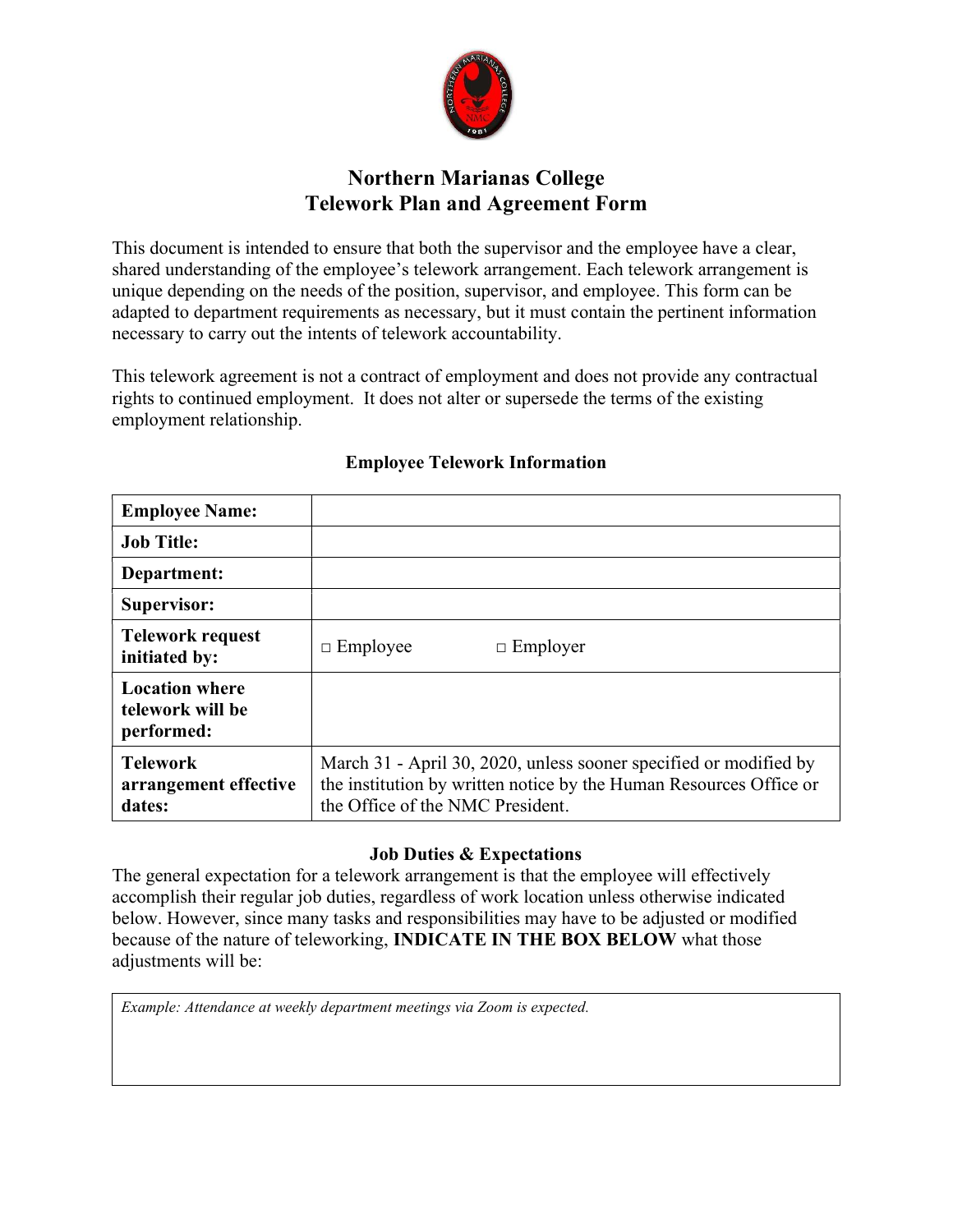# Northern Marianas College
## Telework Plan and Agreement Form

This document is intended to ensure that both the supervisor and the employee have a clear, shared understanding of the employee's telework arrangement. Each telework arrangement is unique depending on the needs of the position, supervisor, and employee. This form can be adapted to department requirements as necessary, but it must contain the pertinent information necessary to carry out the intents of telework accountability.

This telework agreement is not a contract of employment and does not provide any contractual rights to continued employment. It does not alter or supersede the terms of the existing employment relationship.

### Employee Telework Information

| | |
|---|---|
| **Employee Name:** | |
| **Job Title:** | |
| **Department:** | |
| **Supervisor:** | |
| **Telework request initiated by:** | □ Employee □ Employer |
| **Location where telework will be performed:** | |
| **Telework arrangement effective dates:** | March 31 - April 30, 2020, unless sooner specified or modified by the institution by written notice by the Human Resources Office or the Office of the NMC President. |

### Job Duties & Expectations

The general expectation for a telework arrangement is that the employee will effectively accomplish their regular job duties, regardless of work location unless otherwise indicated below. However, since many tasks and responsibilities may have to be adjusted or modified because of the nature of teleworking, **INDICATE IN THE BOX BELOW** what those adjustments will be:

| |
|---|
| *Example: Attendance at weekly department meetings via Zoom is expected.* |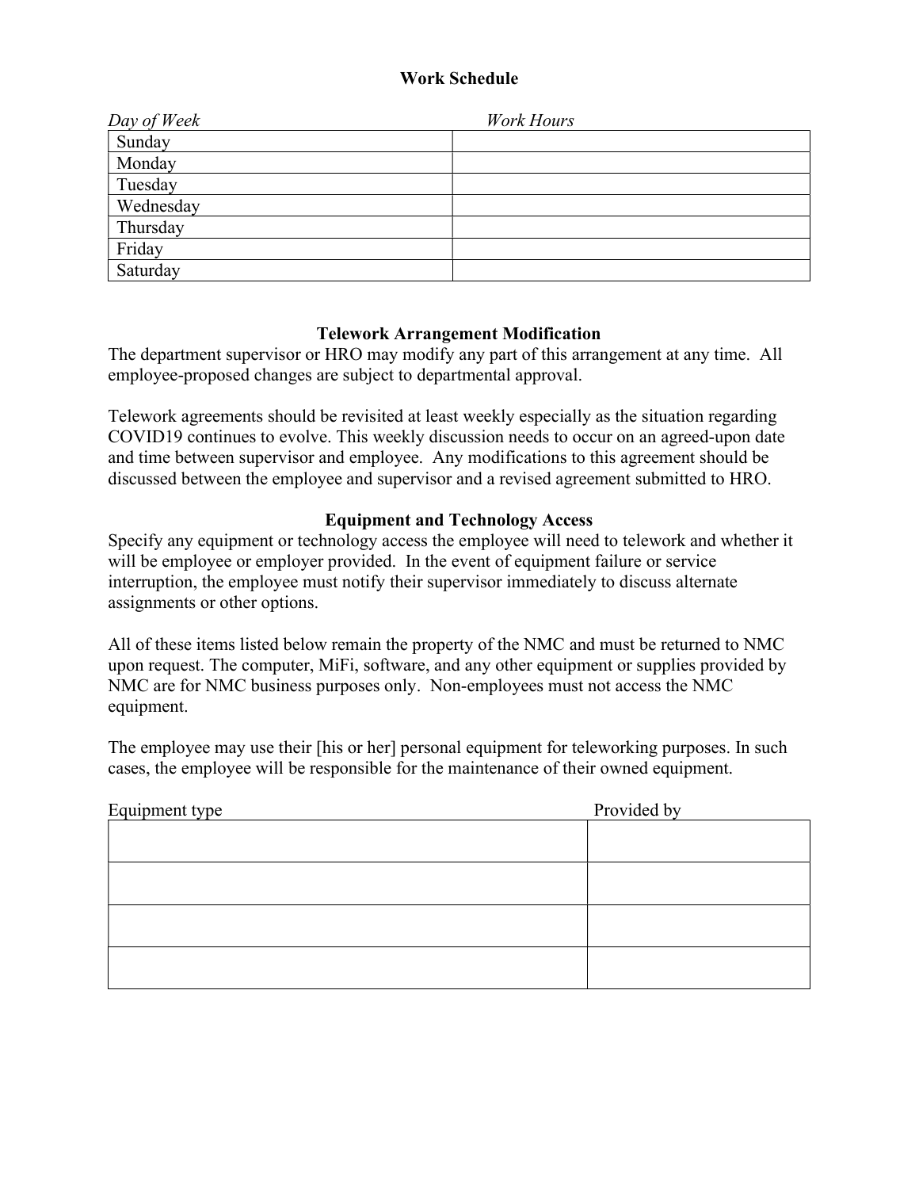## Work Schedule

| *Day of Week* | *Work Hours* |
|---|---|
| Sunday | |
| Monday | |
| Tuesday | |
| Wednesday | |
| Thursday | |
| Friday | |
| Saturday | |

## Telework Arrangement Modification

The department supervisor or HRO may modify any part of this arrangement at any time. All employee-proposed changes are subject to departmental approval.

Telework agreements should be revisited at least weekly especially as the situation regarding COVID19 continues to evolve. This weekly discussion needs to occur on an agreed-upon date and time between supervisor and employee. Any modifications to this agreement should be discussed between the employee and supervisor and a revised agreement submitted to HRO.

## Equipment and Technology Access

Specify any equipment or technology access the employee will need to telework and whether it will be employee or employer provided. In the event of equipment failure or service interruption, the employee must notify their supervisor immediately to discuss alternate assignments or other options.

All of these items listed below remain the property of the NMC and must be returned to NMC upon request. The computer, MiFi, software, and any other equipment or supplies provided by NMC are for NMC business purposes only. Non-employees must not access the NMC equipment.

The employee may use their [his or her] personal equipment for teleworking purposes. In such cases, the employee will be responsible for the maintenance of their owned equipment.

| Equipment type | Provided by |
|---|---|
| | |
| | |
| | |
| | |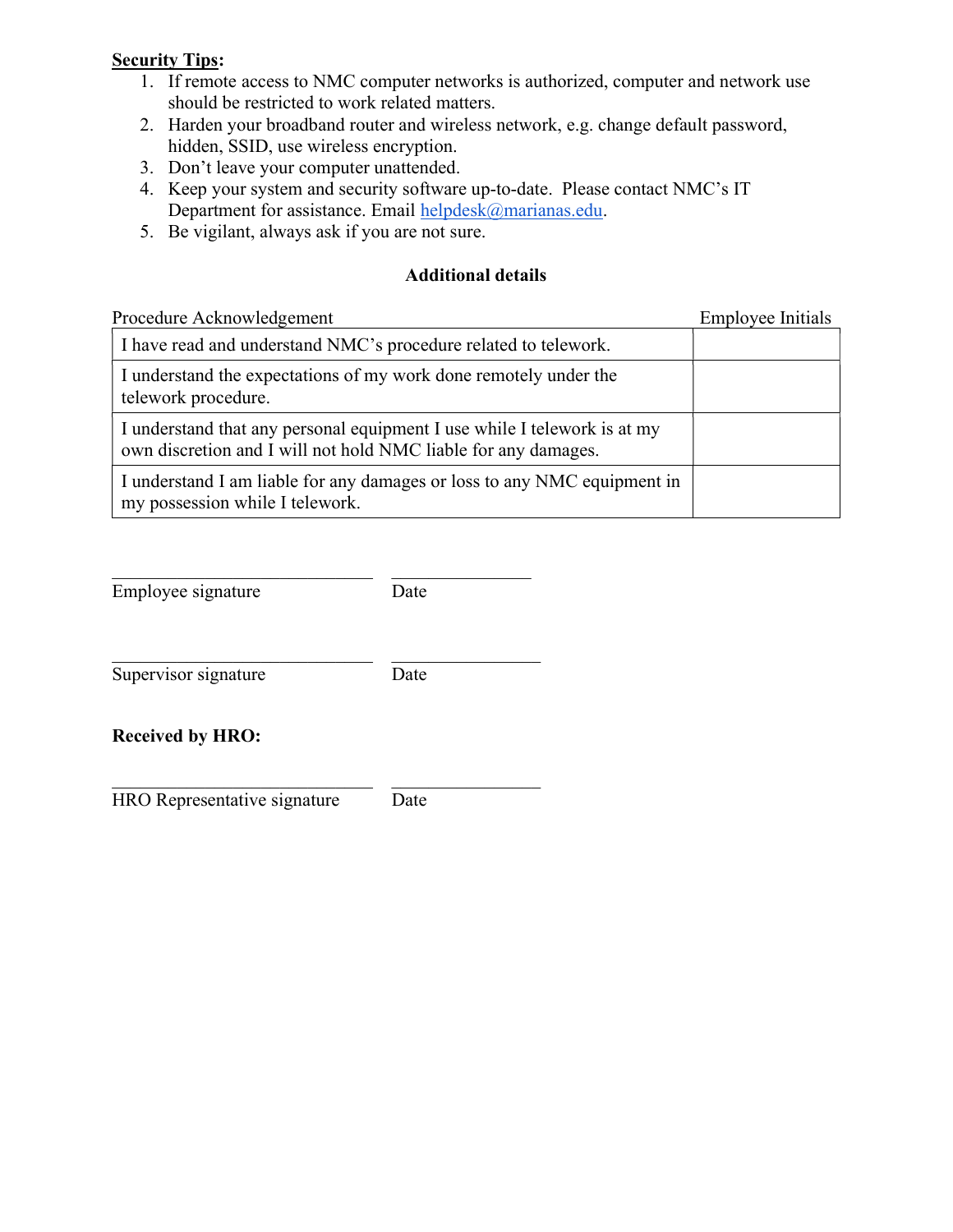**Security Tips:**

1. If remote access to NMC computer networks is authorized, computer and network use should be restricted to work related matters.
2. Harden your broadband router and wireless network, e.g. change default password, hidden, SSID, use wireless encryption.
3. Don't leave your computer unattended.
4. Keep your system and security software up-to-date. Please contact NMC's IT Department for assistance. Email helpdesk@marianas.edu.
5. Be vigilant, always ask if you are not sure.

**Additional details**

| Procedure Acknowledgement | Employee Initials |
|---|---|
| I have read and understand NMC's procedure related to telework. | |
| I understand the expectations of my work done remotely under the telework procedure. | |
| I understand that any personal equipment I use while I telework is at my own discretion and I will not hold NMC liable for any damages. | |
| I understand I am liable for any damages or loss to any NMC equipment in my possession while I telework. | |

\_\_\_\_\_\_\_\_\_\_\_\_\_\_\_\_\_\_\_\_\_\_\_\_\_\_\_\_ \_\_\_\_\_\_\_\_\_\_\_\_\_\_\_
Employee signature Date

\_\_\_\_\_\_\_\_\_\_\_\_\_\_\_\_\_\_\_\_\_\_\_\_\_\_\_\_ \_\_\_\_\_\_\_\_\_\_\_\_\_\_\_
Supervisor signature Date

**Received by HRO:**

\_\_\_\_\_\_\_\_\_\_\_\_\_\_\_\_\_\_\_\_\_\_\_\_\_\_\_\_ \_\_\_\_\_\_\_\_\_\_\_\_\_\_\_
HRO Representative signature Date